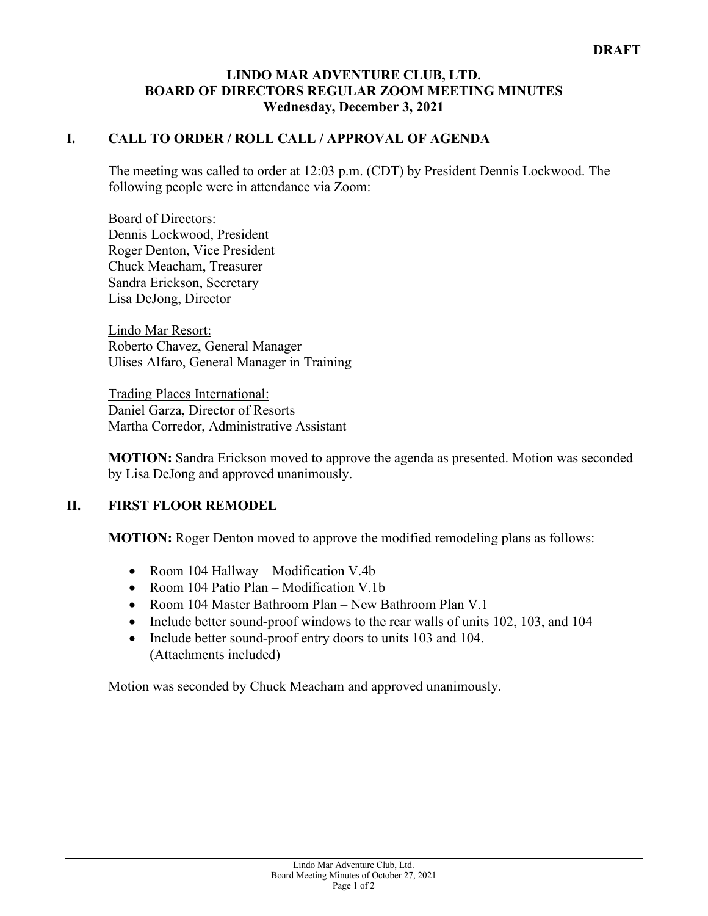**DRAFT**

# LINDO MAR ADVENTURE CLUB, LTD.
## BOARD OF DIRECTORS REGULAR ZOOM MEETING MINUTES
### Wednesday, December 3, 2021

## I. CALL TO ORDER / ROLL CALL / APPROVAL OF AGENDA

The meeting was called to order at 12:03 p.m. (CDT) by President Dennis Lockwood. The following people were in attendance via Zoom:

Board of Directors:
Dennis Lockwood, President
Roger Denton, Vice President
Chuck Meacham, Treasurer
Sandra Erickson, Secretary
Lisa DeJong, Director

Lindo Mar Resort:
Roberto Chavez, General Manager
Ulises Alfaro, General Manager in Training

Trading Places International:
Daniel Garza, Director of Resorts
Martha Corredor, Administrative Assistant

**MOTION:** Sandra Erickson moved to approve the agenda as presented. Motion was seconded by Lisa DeJong and approved unanimously.

## II. FIRST FLOOR REMODEL

**MOTION:** Roger Denton moved to approve the modified remodeling plans as follows:

- Room 104 Hallway – Modification V.4b
- Room 104 Patio Plan – Modification V.1b
- Room 104 Master Bathroom Plan – New Bathroom Plan V.1
- Include better sound-proof windows to the rear walls of units 102, 103, and 104
- Include better sound-proof entry doors to units 103 and 104.
  (Attachments included)

Motion was seconded by Chuck Meacham and approved unanimously.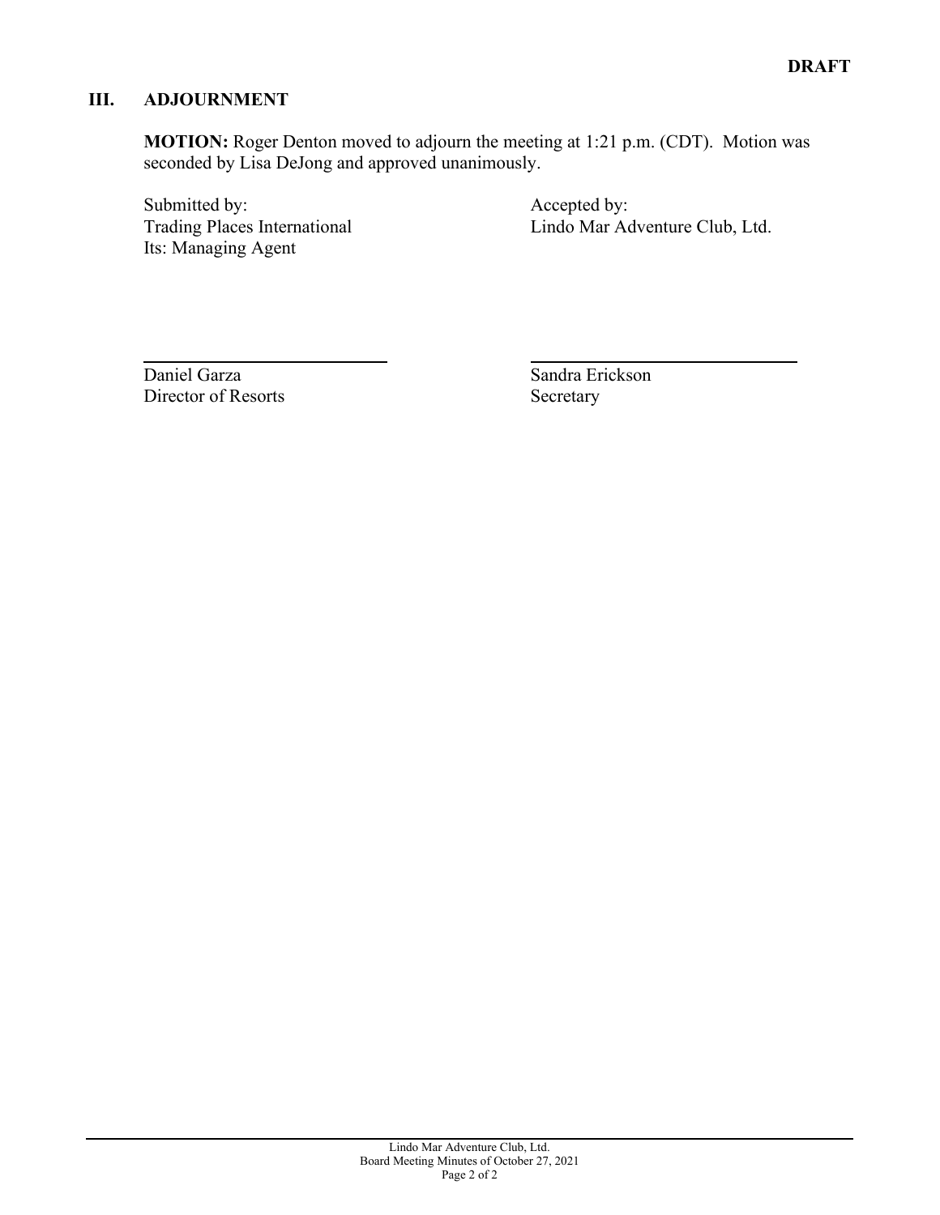**DRAFT**

## III. ADJOURNMENT

**MOTION:** Roger Denton moved to adjourn the meeting at 1:21 p.m. (CDT). Motion was seconded by Lisa DeJong and approved unanimously.

| | |
|---|---|
| Submitted by:<br>Trading Places International<br>Its: Managing Agent | Accepted by:<br>Lindo Mar Adventure Club, Ltd. |
| \_\_\_\_\_\_\_\_\_\_\_\_\_\_\_\_\_\_\_\_\_\_\_\_\_\_\_\_<br>Daniel Garza<br>Director of Resorts | \_\_\_\_\_\_\_\_\_\_\_\_\_\_\_\_\_\_\_\_\_\_\_\_\_\_\_\_<br>Sandra Erickson<br>Secretary |